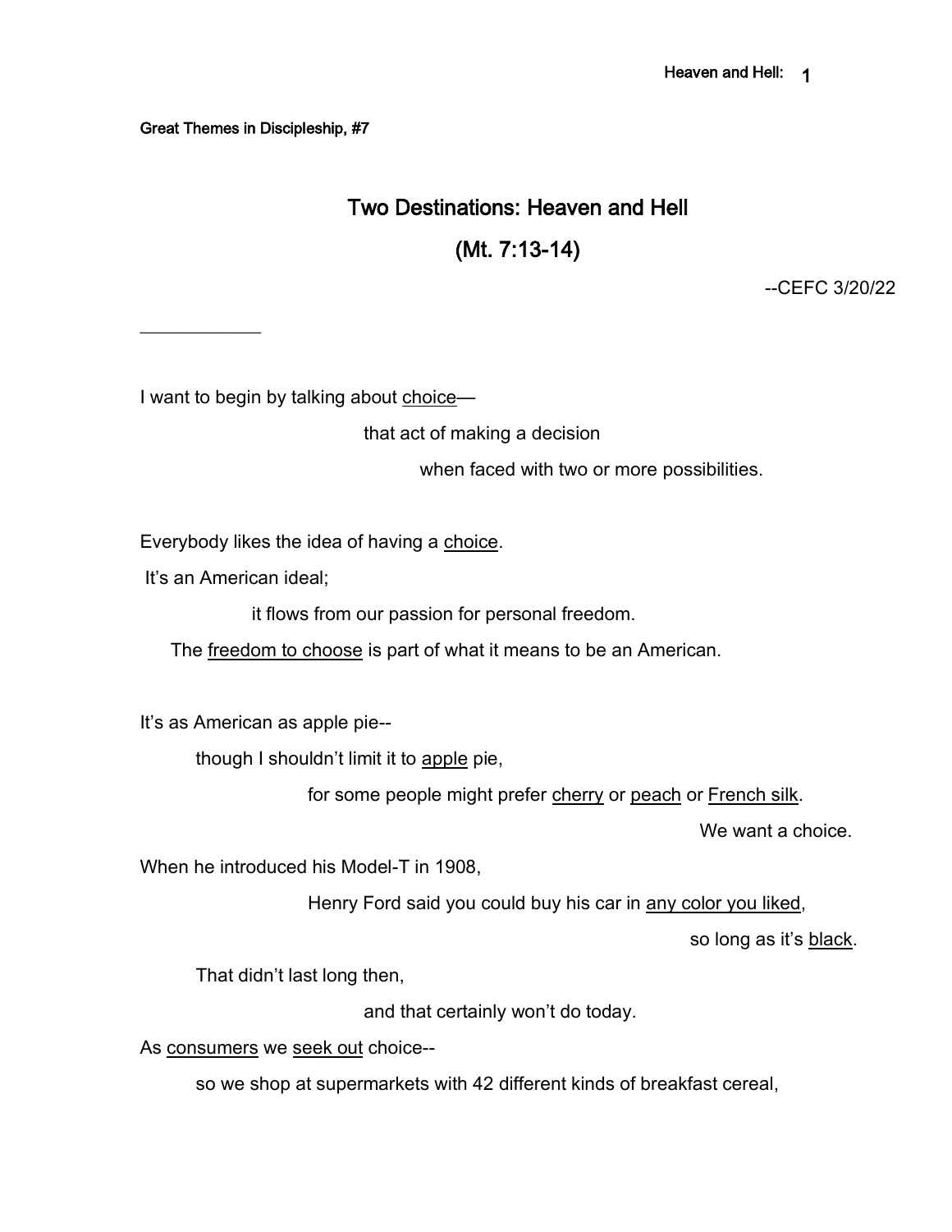Great Themes in Discipleship, #7

# Two Destinations: Heaven and Hell

## (Mt. 7:13-14)

--CEFC 3/20/22

---

I want to begin by talking about <u>choice</u>—

that act of making a decision

when faced with two or more possibilities.

Everybody likes the idea of having a <u>choice</u>.

It's an American ideal;

it flows from our passion for personal freedom.

The <u>freedom to choose</u> is part of what it means to be an American.

It's as American as apple pie--

though I shouldn't limit it to <u>apple</u> pie,

for some people might prefer <u>cherry</u> or <u>peach</u> or <u>French silk</u>.

We want a choice.

When he introduced his Model-T in 1908,

Henry Ford said you could buy his car in <u>any color you liked</u>,

so long as it's <u>black</u>.

That didn't last long then,

and that certainly won't do today.

As <u>consumers</u> we <u>seek out</u> choice--

so we shop at supermarkets with 42 different kinds of breakfast cereal,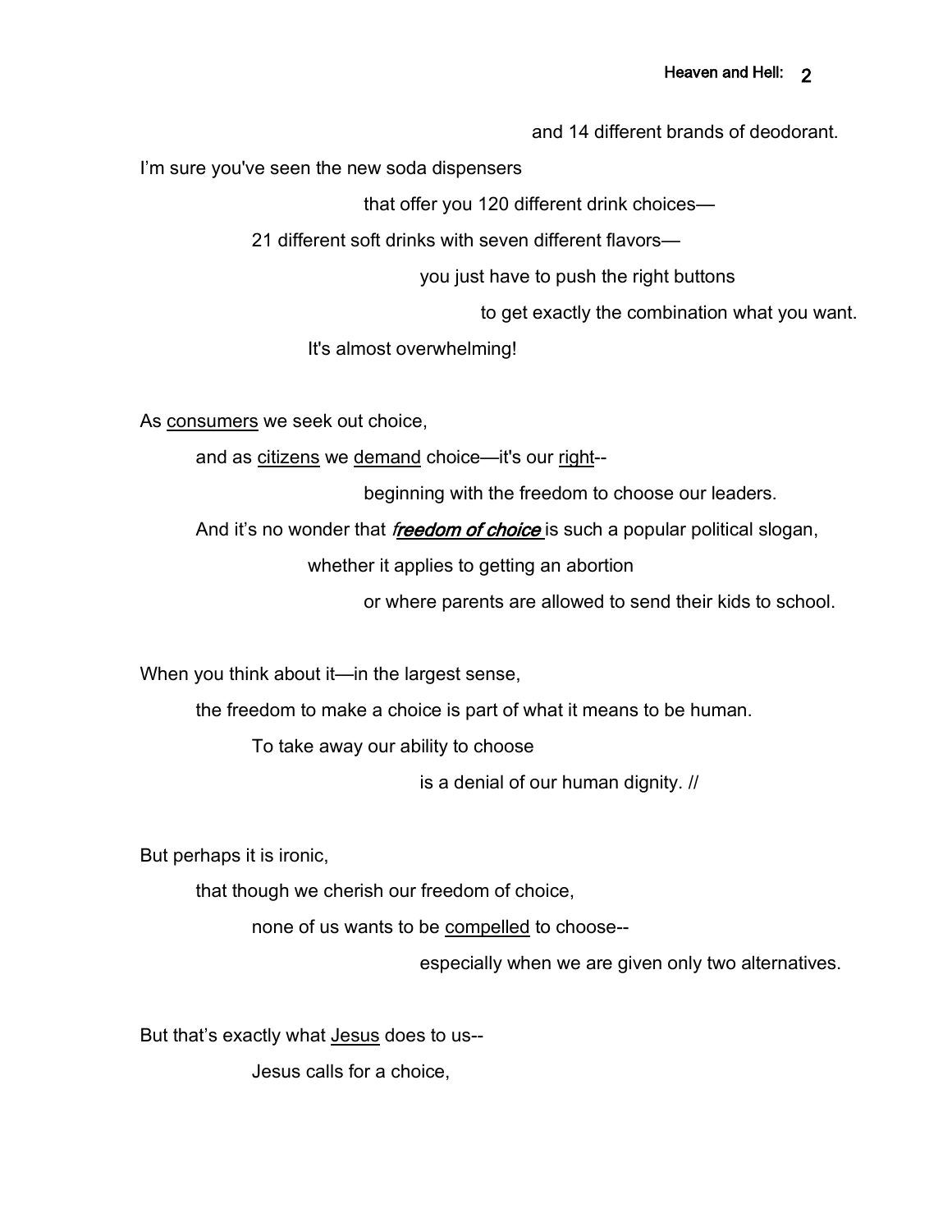and 14 different brands of deodorant.

I'm sure you've seen the new soda dispensers

that offer you 120 different drink choices—

21 different soft drinks with seven different flavors—

you just have to push the right buttons

to get exactly the combination what you want.

It's almost overwhelming!

As <u>consumers</u> we seek out choice,

and as <u>citizens</u> we <u>demand</u> choice—it's our <u>right</u>--

beginning with the freedom to choose our leaders.

And it's no wonder that ***<u>freedom of choice</u>*** is such a popular political slogan,

whether it applies to getting an abortion

or where parents are allowed to send their kids to school.

When you think about it—in the largest sense,

the freedom to make a choice is part of what it means to be human.

To take away our ability to choose

is a denial of our human dignity. //

But perhaps it is ironic,

that though we cherish our freedom of choice,

none of us wants to be <u>compelled</u> to choose--

especially when we are given only two alternatives.

But that's exactly what <u>Jesus</u> does to us--

Jesus calls for a choice,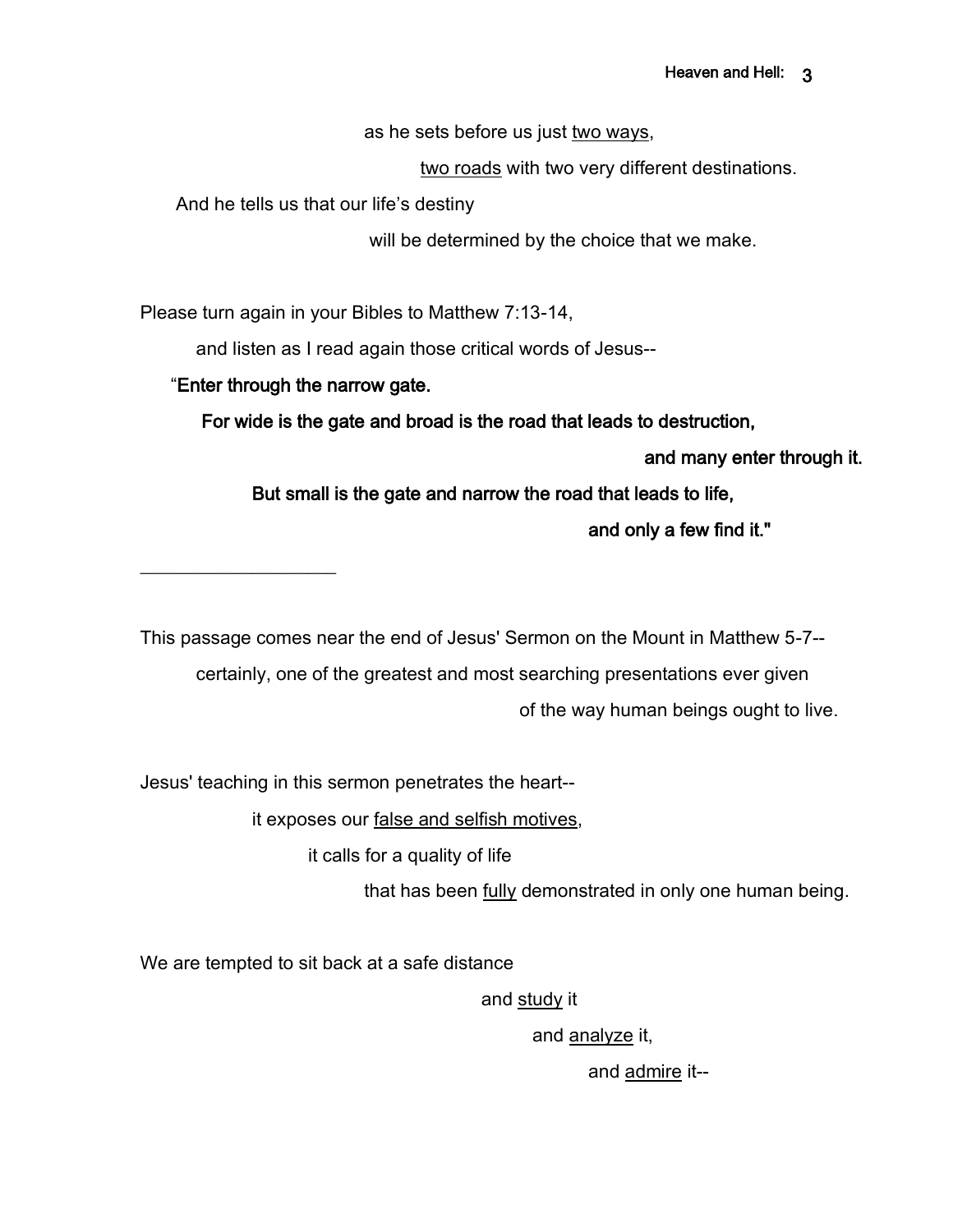as he sets before us just <u>two ways</u>,

two roads with two very different destinations.

And he tells us that our life's destiny

will be determined by the choice that we make.

Please turn again in your Bibles to Matthew 7:13-14,

and listen as I read again those critical words of Jesus--

"**Enter through the narrow gate.**

**For wide is the gate and broad is the road that leads to destruction,**

**and many enter through it.**

**But small is the gate and narrow the road that leads to life,**

**and only a few find it."**

___________________

This passage comes near the end of Jesus' Sermon on the Mount in Matthew 5-7--

certainly, one of the greatest and most searching presentations ever given

of the way human beings ought to live.

Jesus' teaching in this sermon penetrates the heart--

it exposes our <u>false and selfish motives</u>,

it calls for a quality of life

that has been <u>fully</u> demonstrated in only one human being.

We are tempted to sit back at a safe distance

and <u>study</u> it

and <u>analyze</u> it,

and <u>admire</u> it--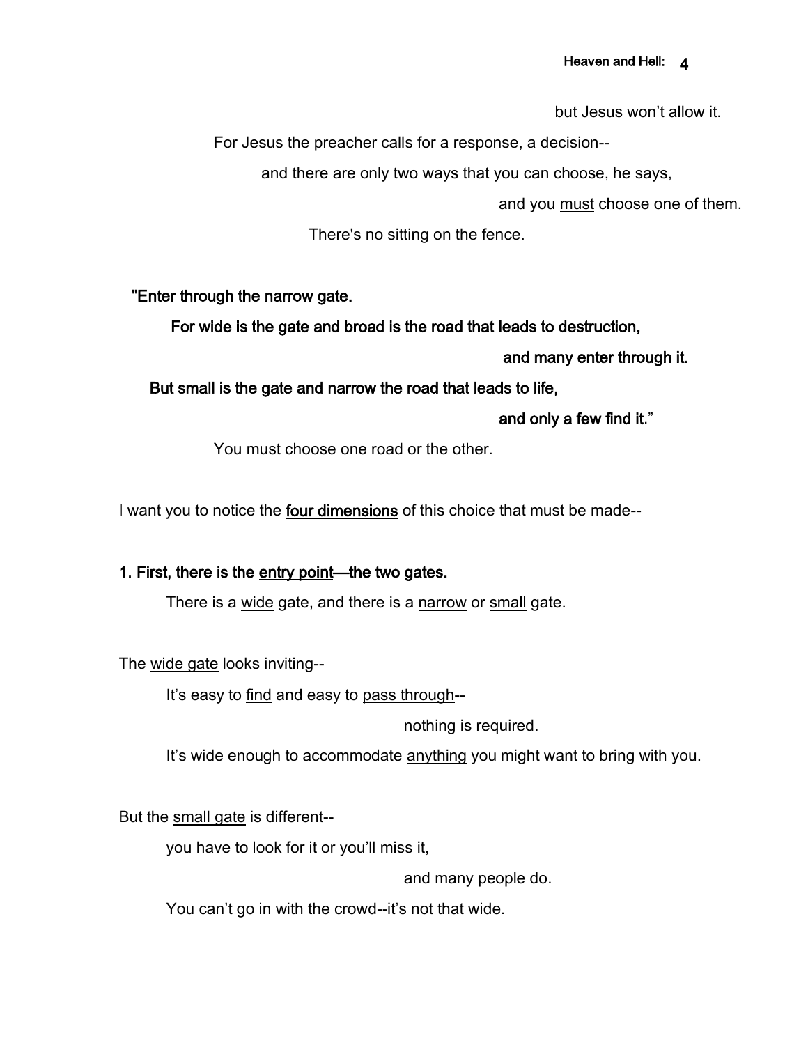but Jesus won't allow it.

For Jesus the preacher calls for a <u>response</u>, a <u>decision</u>--

and there are only two ways that you can choose, he says,

and you <u>must</u> choose one of them.

There's no sitting on the fence.

**"Enter through the narrow gate.**

**For wide is the gate and broad is the road that leads to destruction,**

**and many enter through it.**

**But small is the gate and narrow the road that leads to life,**

**and only a few find it**."

You must choose one road or the other.

I want you to notice the **<u>four dimensions</u>** of this choice that must be made--

**1. First, there is the <u>entry point</u>—the two gates.**

There is a <u>wide</u> gate, and there is a <u>narrow</u> or <u>small</u> gate.

The <u>wide gate</u> looks inviting--

It's easy to <u>find</u> and easy to <u>pass through</u>--

nothing is required.

It's wide enough to accommodate <u>anything</u> you might want to bring with you.

But the <u>small gate</u> is different--

you have to look for it or you'll miss it,

and many people do.

You can't go in with the crowd--it's not that wide.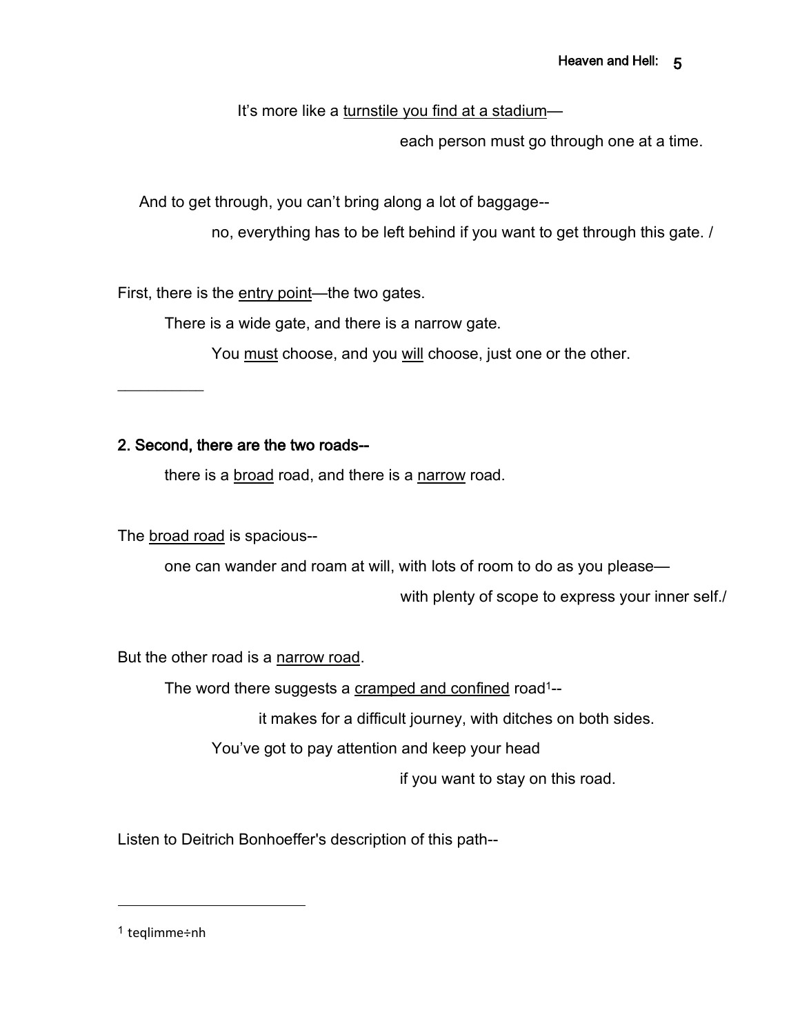It's more like a <u>turnstile you find at a stadium</u>—

each person must go through one at a time.

And to get through, you can't bring along a lot of baggage--

no, everything has to be left behind if you want to get through this gate. /

First, there is the <u>entry point</u>—the two gates.

There is a wide gate, and there is a narrow gate.

You <u>must</u> choose, and you <u>will</u> choose, just one or the other.

---

**2. Second, there are the two roads--**

there is a <u>broad</u> road, and there is a <u>narrow</u> road.

The <u>broad road</u> is spacious--

one can wander and roam at will, with lots of room to do as you please—

with plenty of scope to express your inner self./

But the other road is a <u>narrow road</u>.

The word there suggests a <u>cramped and confined</u> road[1]--

it makes for a difficult journey, with ditches on both sides.

You've got to pay attention and keep your head

if you want to stay on this road.

Listen to Deitrich Bonhoeffer's description of this path--

---

[1] teqlimme÷nh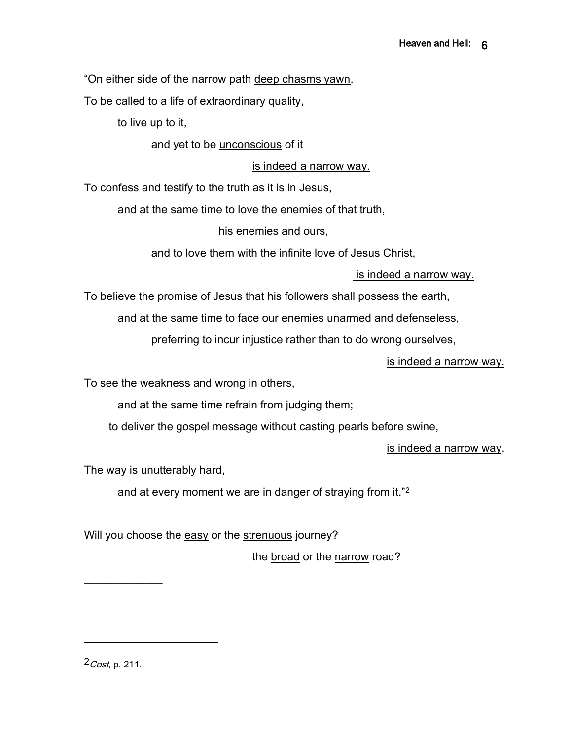"On either side of the narrow path <u>deep chasms yawn</u>.

To be called to a life of extraordinary quality,

to live up to it,

and yet to be <u>unconscious</u> of it

<u>is indeed a narrow way.</u>

To confess and testify to the truth as it is in Jesus,

and at the same time to love the enemies of that truth,

his enemies and ours,

and to love them with the infinite love of Jesus Christ,

<u>is indeed a narrow way.</u>

To believe the promise of Jesus that his followers shall possess the earth,

and at the same time to face our enemies unarmed and defenseless,

preferring to incur injustice rather than to do wrong ourselves,

<u>is indeed a narrow way.</u>

To see the weakness and wrong in others,

and at the same time refrain from judging them;

to deliver the gospel message without casting pearls before swine,

<u>is indeed a narrow way</u>.

The way is unutterably hard,

and at every moment we are in danger of straying from it."[2]

Will you choose the <u>easy</u> or the <u>strenuous</u> journey?

the <u>broad</u> or the <u>narrow</u> road?

---

[2] *Cost*, p. 211.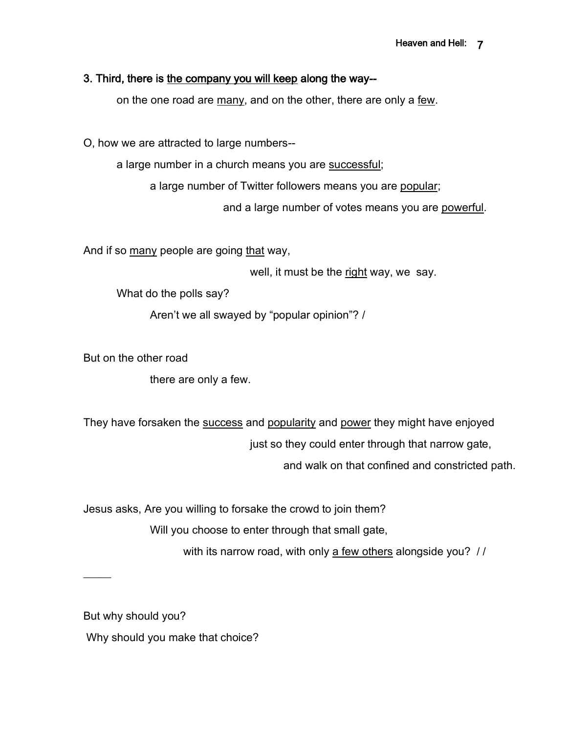**3. Third, there is <u>the company you will keep</u> along the way--**

on the one road are <u>many</u>, and on the other, there are only a <u>few</u>.

O, how we are attracted to large numbers--

a large number in a church means you are <u>successful</u>;

a large number of Twitter followers means you are <u>popular</u>;

and a large number of votes means you are <u>powerful</u>.

And if so <u>many</u> people are going <u>that</u> way,

well, it must be the <u>right</u> way, we say.

What do the polls say?

Aren't we all swayed by "popular opinion"? /

But on the other road

there are only a few.

They have forsaken the <u>success</u> and <u>popularity</u> and <u>power</u> they might have enjoyed

just so they could enter through that narrow gate,

and walk on that confined and constricted path.

Jesus asks, Are you willing to forsake the crowd to join them?

Will you choose to enter through that small gate,

with its narrow road, with only <u>a few others</u> alongside you? / /

_____

But why should you?

Why should you make that choice?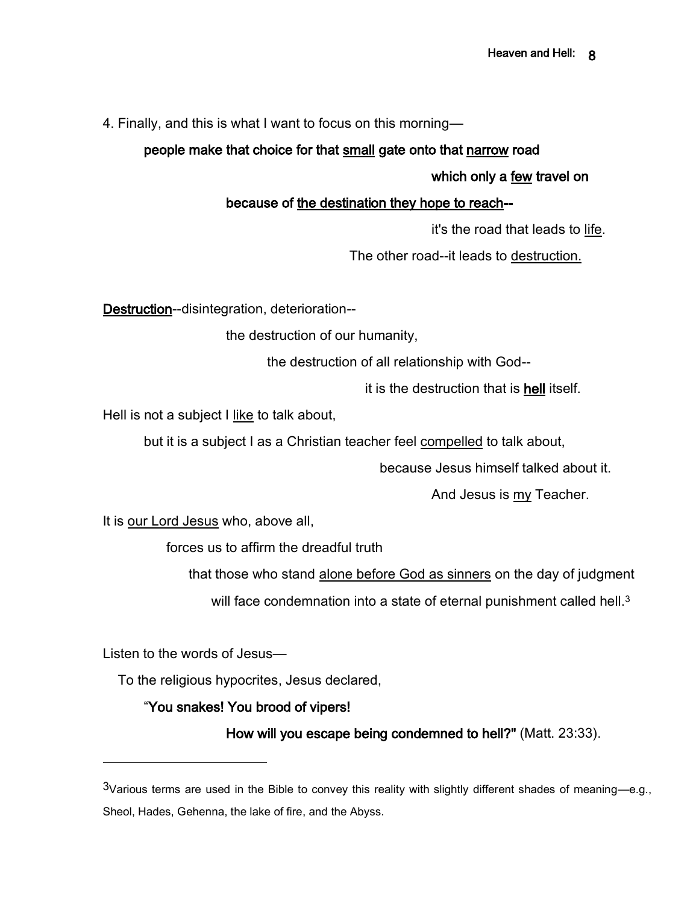4. Finally, and this is what I want to focus on this morning—

**people make that choice for that small gate onto that narrow road**

**which only a few travel on**

**because of the destination they hope to reach--**

it's the road that leads to life.

The other road--it leads to destruction.

**Destruction**--disintegration, deterioration--

the destruction of our humanity,

the destruction of all relationship with God--

it is the destruction that is **hell** itself.

Hell is not a subject I like to talk about,

but it is a subject I as a Christian teacher feel compelled to talk about,

because Jesus himself talked about it.

And Jesus is my Teacher.

It is our Lord Jesus who, above all,

forces us to affirm the dreadful truth

that those who stand alone before God as sinners on the day of judgment

will face condemnation into a state of eternal punishment called hell.[3]

Listen to the words of Jesus—

To the religious hypocrites, Jesus declared,

"**You snakes! You brood of vipers!**

**How will you escape being condemned to hell?"** (Matt. 23:33).

---

[3] Various terms are used in the Bible to convey this reality with slightly different shades of meaning—e.g., Sheol, Hades, Gehenna, the lake of fire, and the Abyss.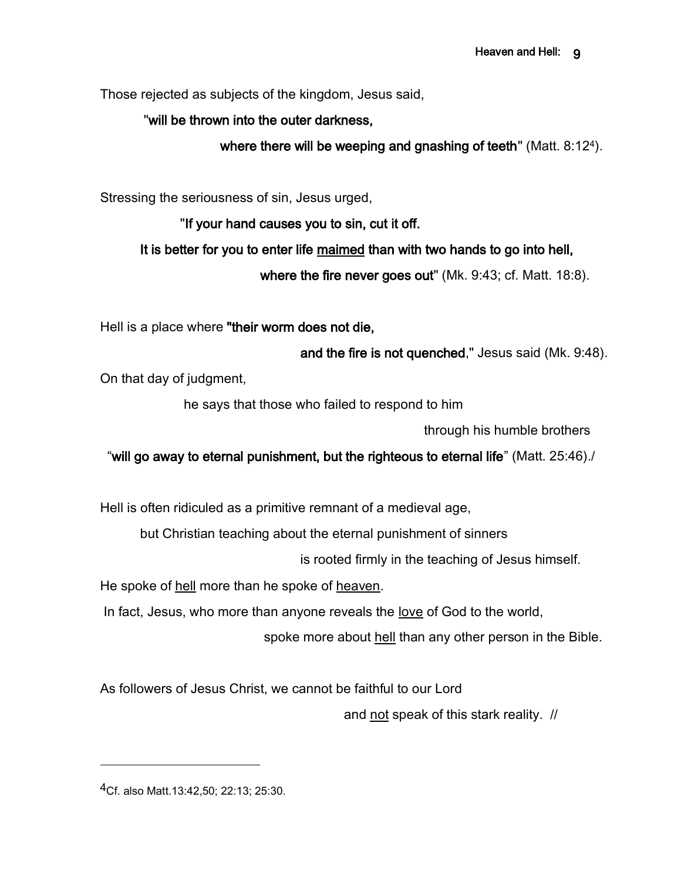Those rejected as subjects of the kingdom, Jesus said,

**"will be thrown into the outer darkness,**

**where there will be weeping and gnashing of teeth"** (Matt. 8:12[4]).

Stressing the seriousness of sin, Jesus urged,

**"If your hand causes you to sin, cut it off.**

**It is better for you to enter life maimed than with two hands to go into hell,**

**where the fire never goes out"** (Mk. 9:43; cf. Matt. 18:8).

Hell is a place where **"their worm does not die,**

**and the fire is not quenched,"** Jesus said (Mk. 9:48).

On that day of judgment,

he says that those who failed to respond to him

through his humble brothers

"**will go away to eternal punishment, but the righteous to eternal life**" (Matt. 25:46)./

Hell is often ridiculed as a primitive remnant of a medieval age,

but Christian teaching about the eternal punishment of sinners

is rooted firmly in the teaching of Jesus himself.

He spoke of hell more than he spoke of heaven.

In fact, Jesus, who more than anyone reveals the love of God to the world,

spoke more about hell than any other person in the Bible.

As followers of Jesus Christ, we cannot be faithful to our Lord

and not speak of this stark reality. //

---

[4]Cf. also Matt.13:42,50; 22:13; 25:30.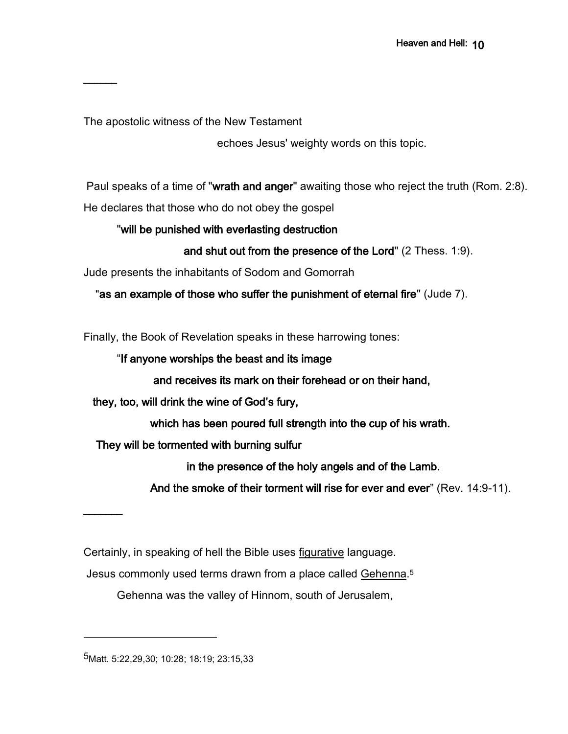---

The apostolic witness of the New Testament echoes Jesus' weighty words on this topic.

Paul speaks of a time of "**wrath and anger**" awaiting those who reject the truth (Rom. 2:8). He declares that those who do not obey the gospel

"**will be punished with everlasting destruction and shut out from the presence of the Lord**" (2 Thess. 1:9).

Jude presents the inhabitants of Sodom and Gomorrah

"**as an example of those who suffer the punishment of eternal fire**" (Jude 7).

Finally, the Book of Revelation speaks in these harrowing tones:

"**If anyone worships the beast and its image**
**and receives its mark on their forehead or on their hand,**
**they, too, will drink the wine of God's fury,**
**which has been poured full strength into the cup of his wrath.**
**They will be tormented with burning sulfur**
**in the presence of the holy angels and of the Lamb.**
**And the smoke of their torment will rise for ever and ever**" (Rev. 14:9-11).

---

Certainly, in speaking of hell the Bible uses figurative language.

Jesus commonly used terms drawn from a place called Gehenna.[5]

Gehenna was the valley of Hinnom, south of Jerusalem,

---

[5] Matt. 5:22,29,30; 10:28; 18:19; 23:15,33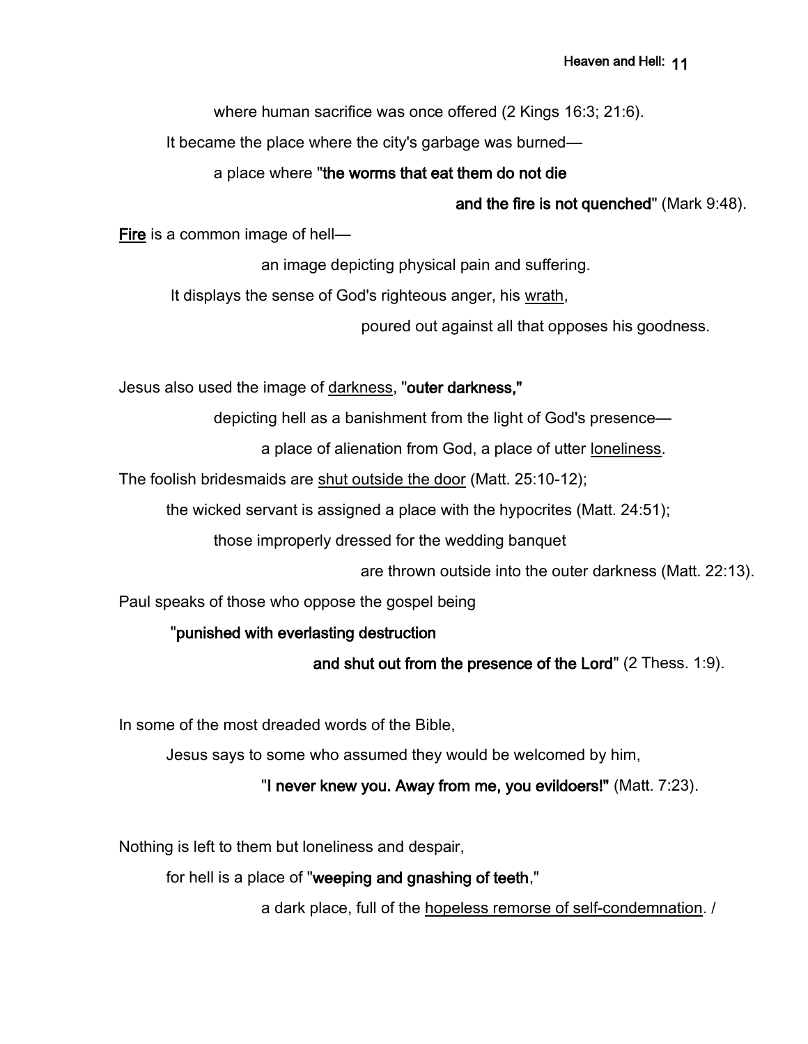where human sacrifice was once offered (2 Kings 16:3; 21:6).

It became the place where the city's garbage was burned—

a place where "**the worms that eat them do not die**

**and the fire is not quenched**" (Mark 9:48).

<u>**Fire**</u> is a common image of hell—

an image depicting physical pain and suffering.

It displays the sense of God's righteous anger, his <u>wrath</u>,

poured out against all that opposes his goodness.

Jesus also used the image of <u>darkness</u>, "**outer darkness,"**

depicting hell as a banishment from the light of God's presence—

a place of alienation from God, a place of utter <u>loneliness</u>.

The foolish bridesmaids are <u>shut outside the door</u> (Matt. 25:10-12);

the wicked servant is assigned a place with the hypocrites (Matt. 24:51);

those improperly dressed for the wedding banquet

are thrown outside into the outer darkness (Matt. 22:13).

Paul speaks of those who oppose the gospel being

"**punished with everlasting destruction**

**and shut out from the presence of the Lord**" (2 Thess. 1:9).

In some of the most dreaded words of the Bible,

Jesus says to some who assumed they would be welcomed by him,

"**I never knew you. Away from me, you evildoers!"** (Matt. 7:23).

Nothing is left to them but loneliness and despair,

for hell is a place of "**weeping and gnashing of teeth**,"

a dark place, full of the <u>hopeless remorse of self-condemnation</u>. /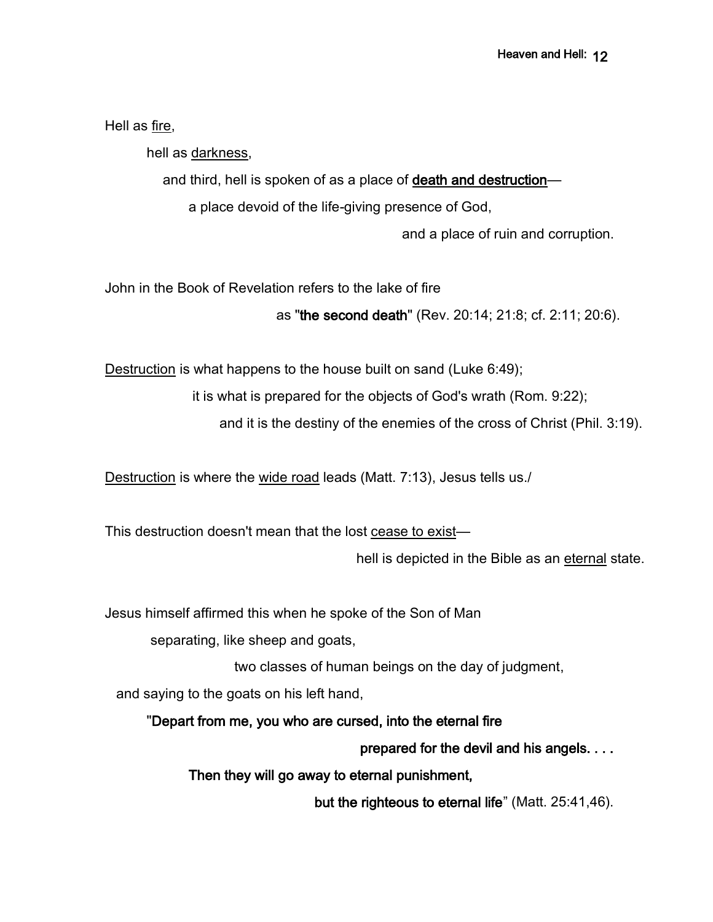Hell as <u>fire</u>,

hell as <u>darkness</u>,

and third, hell is spoken of as a place of **<u>death and destruction</u>**—

a place devoid of the life-giving presence of God,

and a place of ruin and corruption.

John in the Book of Revelation refers to the lake of fire

as "**the second death**" (Rev. 20:14; 21:8; cf. 2:11; 20:6).

<u>Destruction</u> is what happens to the house built on sand (Luke 6:49);

it is what is prepared for the objects of God's wrath (Rom. 9:22);

and it is the destiny of the enemies of the cross of Christ (Phil. 3:19).

<u>Destruction</u> is where the <u>wide road</u> leads (Matt. 7:13), Jesus tells us./

This destruction doesn't mean that the lost <u>cease to exist</u>—

hell is depicted in the Bible as an <u>eternal</u> state.

Jesus himself affirmed this when he spoke of the Son of Man

separating, like sheep and goats,

two classes of human beings on the day of judgment,

and saying to the goats on his left hand,

"**Depart from me, you who are cursed, into the eternal fire**

**prepared for the devil and his angels. . . .**

**Then they will go away to eternal punishment,**

**but the righteous to eternal life**" (Matt. 25:41,46).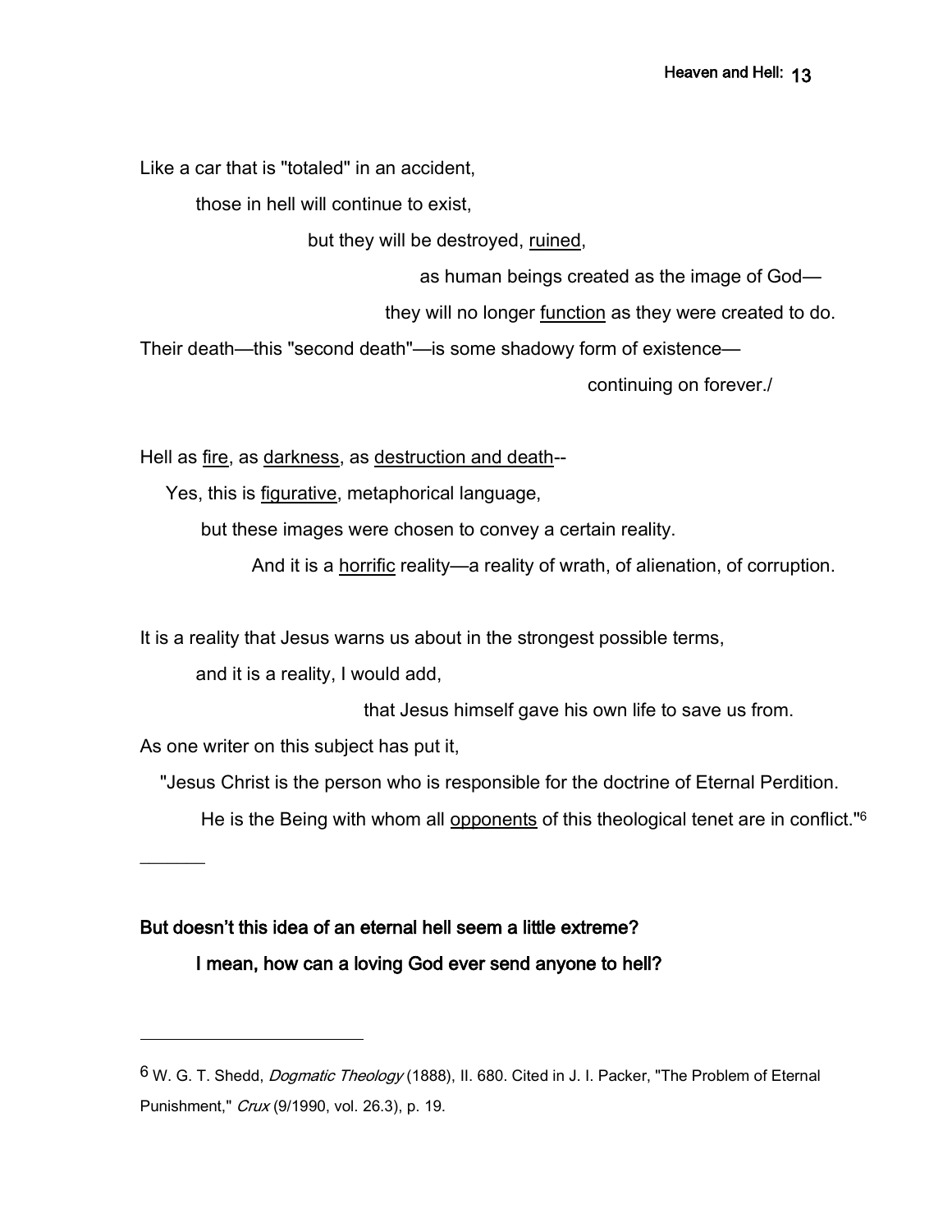Like a car that is "totaled" in an accident,

those in hell will continue to exist,

but they will be destroyed, <u>ruined</u>,

as human beings created as the image of God—

they will no longer <u>function</u> as they were created to do.

Their death—this "second death"—is some shadowy form of existence—

continuing on forever./

Hell as <u>fire</u>, as <u>darkness</u>, as <u>destruction and death</u>--

Yes, this is <u>figurative</u>, metaphorical language,

but these images were chosen to convey a certain reality.

And it is a <u>horrific</u> reality—a reality of wrath, of alienation, of corruption.

It is a reality that Jesus warns us about in the strongest possible terms,

and it is a reality, I would add,

that Jesus himself gave his own life to save us from.

As one writer on this subject has put it,

"Jesus Christ is the person who is responsible for the doctrine of Eternal Perdition.

He is the Being with whom all <u>opponents</u> of this theological tenet are in conflict."[6]

______

**But doesn't this idea of an eternal hell seem a little extreme?**

**I mean, how can a loving God ever send anyone to hell?**

---

[6] W. G. T. Shedd, *Dogmatic Theology* (1888), II. 680. Cited in J. I. Packer, "The Problem of Eternal Punishment," *Crux* (9/1990, vol. 26.3), p. 19.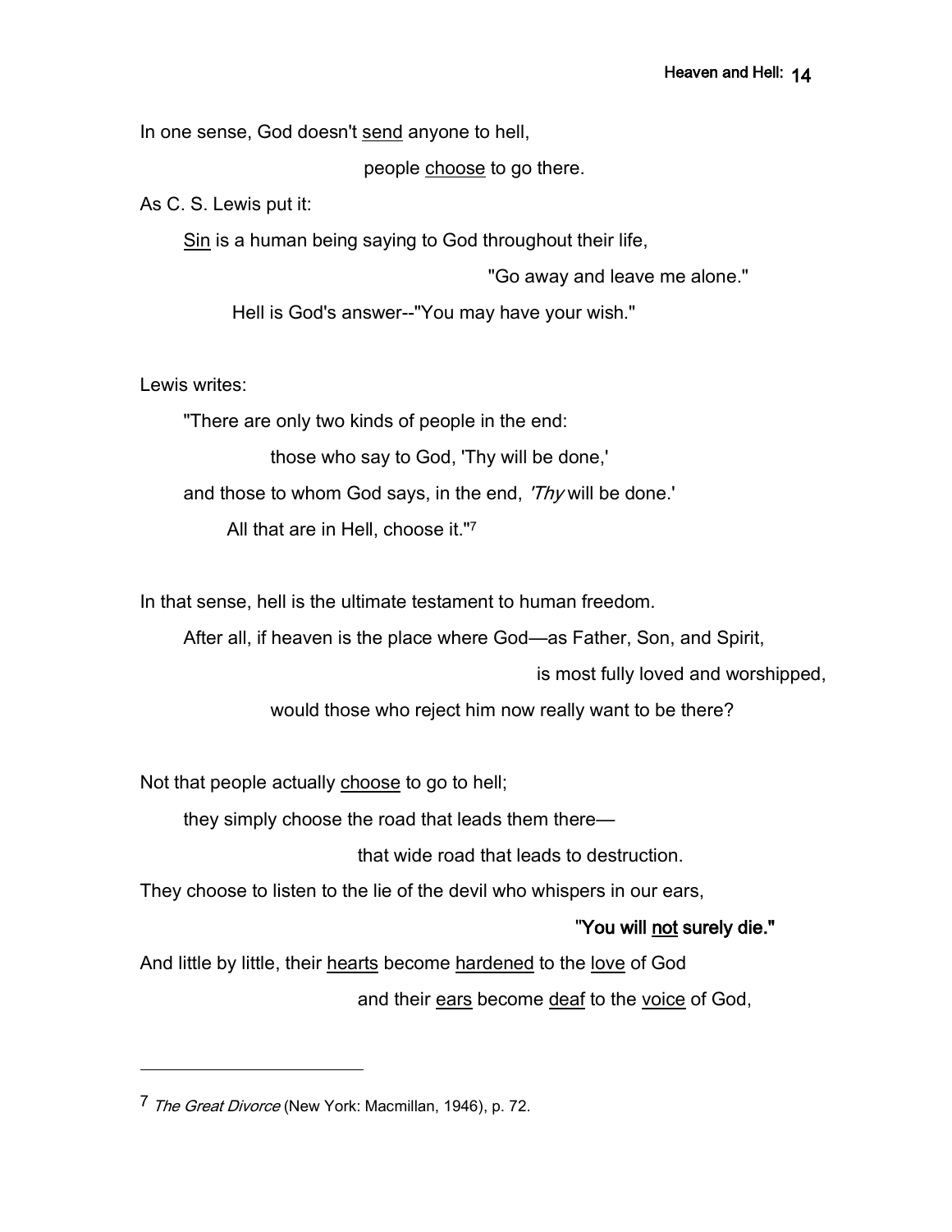In one sense, God doesn't <u>send</u> anyone to hell,

people <u>choose</u> to go there.

As C. S. Lewis put it:

<u>Sin</u> is a human being saying to God throughout their life,

"Go away and leave me alone."

Hell is God's answer--"You may have your wish."

Lewis writes:

"There are only two kinds of people in the end:

those who say to God, 'Thy will be done,'

and those to whom God says, in the end, *'Thy* will be done.'

All that are in Hell, choose it."[7]

In that sense, hell is the ultimate testament to human freedom.

After all, if heaven is the place where God—as Father, Son, and Spirit,

is most fully loved and worshipped,

would those who reject him now really want to be there?

Not that people actually <u>choose</u> to go to hell;

they simply choose the road that leads them there—

that wide road that leads to destruction.

They choose to listen to the lie of the devil who whispers in our ears,

**"You will <u>not</u> surely die."**

And little by little, their <u>hearts</u> become <u>hardened</u> to the <u>love</u> of God

and their <u>ears</u> become <u>deaf</u> to the <u>voice</u> of God,

---

[7] *The Great Divorce* (New York: Macmillan, 1946), p. 72.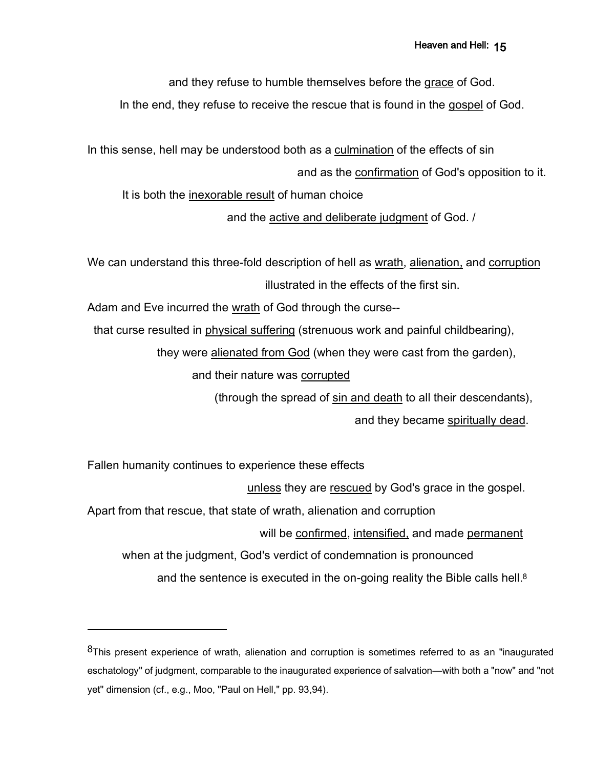and they refuse to humble themselves before the <u>grace</u> of God.
In the end, they refuse to receive the rescue that is found in the <u>gospel</u> of God.

In this sense, hell may be understood both as a <u>culmination</u> of the effects of sin
and as the <u>confirmation</u> of God's opposition to it.
It is both the <u>inexorable result</u> of human choice
and the <u>active and deliberate judgment</u> of God. /

We can understand this three-fold description of hell as <u>wrath</u>, <u>alienation,</u> and <u>corruption</u>
illustrated in the effects of the first sin.
Adam and Eve incurred the <u>wrath</u> of God through the curse--
that curse resulted in <u>physical suffering</u> (strenuous work and painful childbearing),
they were <u>alienated from God</u> (when they were cast from the garden),
and their nature was <u>corrupted</u>
(through the spread of <u>sin and death</u> to all their descendants),
and they became <u>spiritually dead</u>.

Fallen humanity continues to experience these effects
<u>unless</u> they are <u>rescued</u> by God's grace in the gospel.
Apart from that rescue, that state of wrath, alienation and corruption
will be <u>confirmed</u>, <u>intensified,</u> and made <u>permanent</u>
when at the judgment, God's verdict of condemnation is pronounced
and the sentence is executed in the on-going reality the Bible calls hell.[8]

---

[8] This present experience of wrath, alienation and corruption is sometimes referred to as an "inaugurated eschatology" of judgment, comparable to the inaugurated experience of salvation—with both a "now" and "not yet" dimension (cf., e.g., Moo, "Paul on Hell," pp. 93,94).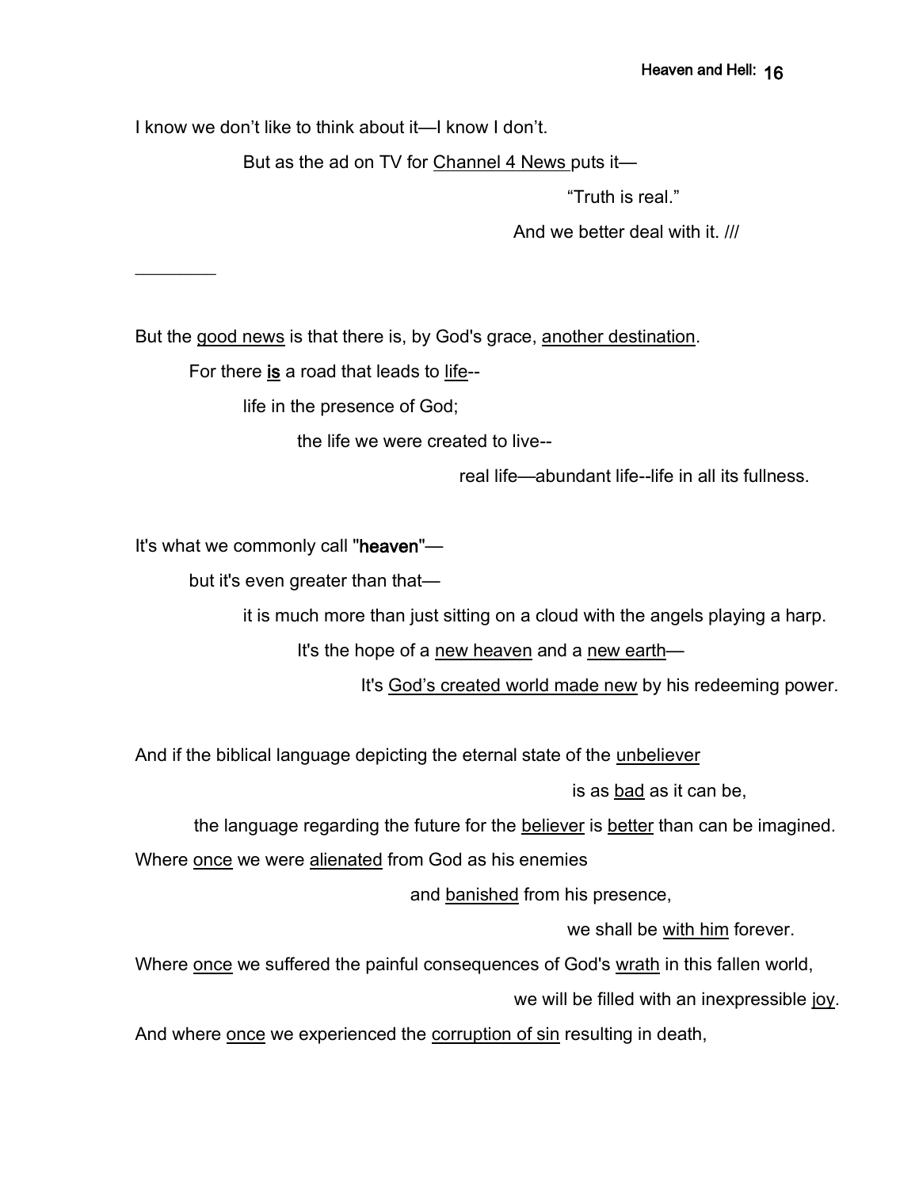I know we don't like to think about it—I know I don't.

But as the ad on TV for <u>Channel 4 News</u> puts it—

"Truth is real."

And we better deal with it. ///

________

But the <u>good news</u> is that there is, by God's grace, <u>another destination</u>.

For there **<u>is</u>** a road that leads to <u>life</u>--

life in the presence of God;

the life we were created to live--

real life—abundant life--life in all its fullness.

It's what we commonly call "**heaven**"—

but it's even greater than that—

it is much more than just sitting on a cloud with the angels playing a harp.

It's the hope of a <u>new heaven</u> and a <u>new earth</u>—

It's <u>God's created world made new</u> by his redeeming power.

And if the biblical language depicting the eternal state of the <u>unbeliever</u>

is as <u>bad</u> as it can be,

the language regarding the future for the <u>believer</u> is <u>better</u> than can be imagined.

Where <u>once</u> we were <u>alienated</u> from God as his enemies

and <u>banished</u> from his presence,

we shall be <u>with him</u> forever.

Where <u>once</u> we suffered the painful consequences of God's <u>wrath</u> in this fallen world,

we will be filled with an inexpressible <u>joy</u>.

And where <u>once</u> we experienced the <u>corruption of sin</u> resulting in death,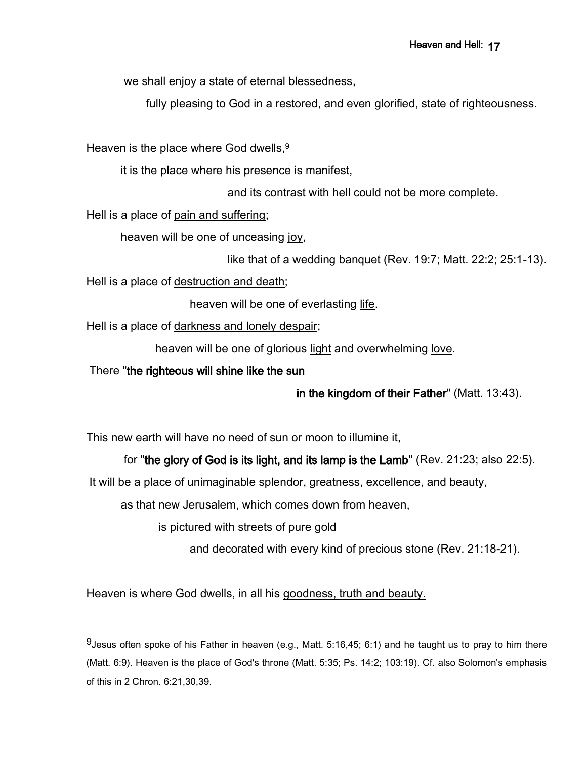we shall enjoy a state of <u>eternal blessedness</u>,

fully pleasing to God in a restored, and even <u>glorified</u>, state of righteousness.

Heaven is the place where God dwells,[9]

it is the place where his presence is manifest,

and its contrast with hell could not be more complete.

Hell is a place of <u>pain and suffering</u>;

heaven will be one of unceasing <u>joy</u>,

like that of a wedding banquet (Rev. 19:7; Matt. 22:2; 25:1-13).

Hell is a place of <u>destruction and death</u>;

heaven will be one of everlasting <u>life</u>.

Hell is a place of <u>darkness and lonely despair</u>;

heaven will be one of glorious <u>light</u> and overwhelming <u>love</u>.

There "**the righteous will shine like the sun**

**in the kingdom of their Father**" (Matt. 13:43).

This new earth will have no need of sun or moon to illumine it,

for "**the glory of God is its light, and its lamp is the Lamb**" (Rev. 21:23; also 22:5).

It will be a place of unimaginable splendor, greatness, excellence, and beauty,

as that new Jerusalem, which comes down from heaven,

is pictured with streets of pure gold

and decorated with every kind of precious stone (Rev. 21:18-21).

Heaven is where God dwells, in all his <u>goodness, truth and beauty.</u>

---

[9] Jesus often spoke of his Father in heaven (e.g., Matt. 5:16,45; 6:1) and he taught us to pray to him there (Matt. 6:9). Heaven is the place of God's throne (Matt. 5:35; Ps. 14:2; 103:19). Cf. also Solomon's emphasis of this in 2 Chron. 6:21,30,39.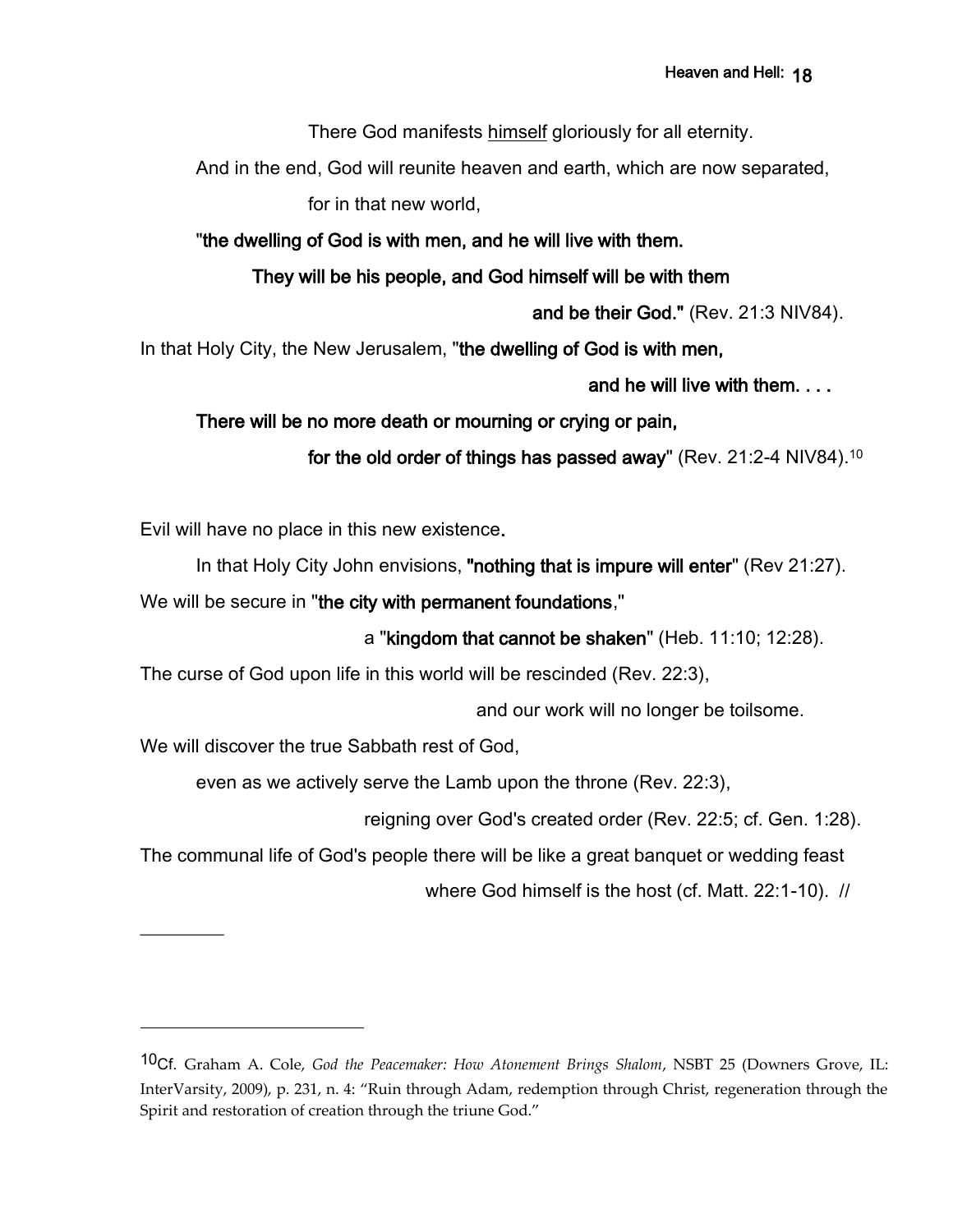There God manifests <u>himself</u> gloriously for all eternity.

And in the end, God will reunite heaven and earth, which are now separated,

for in that new world,

**"the dwelling of God is with men, and he will live with them.**

**They will be his people, and God himself will be with them**

**and be their God."** (Rev. 21:3 NIV84).

In that Holy City, the New Jerusalem, "**the dwelling of God is with men,**

**and he will live with them. . . .**

**There will be no more death or mourning or crying or pain,**

**for the old order of things has passed away**" (Rev. 21:2-4 NIV84).[10]

Evil will have no place in this new existence.

In that Holy City John envisions, **"nothing that is impure will enter**" (Rev 21:27).

We will be secure in "**the city with permanent foundations**,"

a "**kingdom that cannot be shaken**" (Heb. 11:10; 12:28).

The curse of God upon life in this world will be rescinded (Rev. 22:3),

and our work will no longer be toilsome.

We will discover the true Sabbath rest of God,

even as we actively serve the Lamb upon the throne (Rev. 22:3),

reigning over God's created order (Rev. 22:5; cf. Gen. 1:28).

The communal life of God's people there will be like a great banquet or wedding feast

where God himself is the host (cf. Matt. 22:1-10). //

---

[10] Cf. Graham A. Cole, *God the Peacemaker: How Atonement Brings Shalom*, NSBT 25 (Downers Grove, IL: InterVarsity, 2009), p. 231, n. 4: "Ruin through Adam, redemption through Christ, regeneration through the Spirit and restoration of creation through the triune God."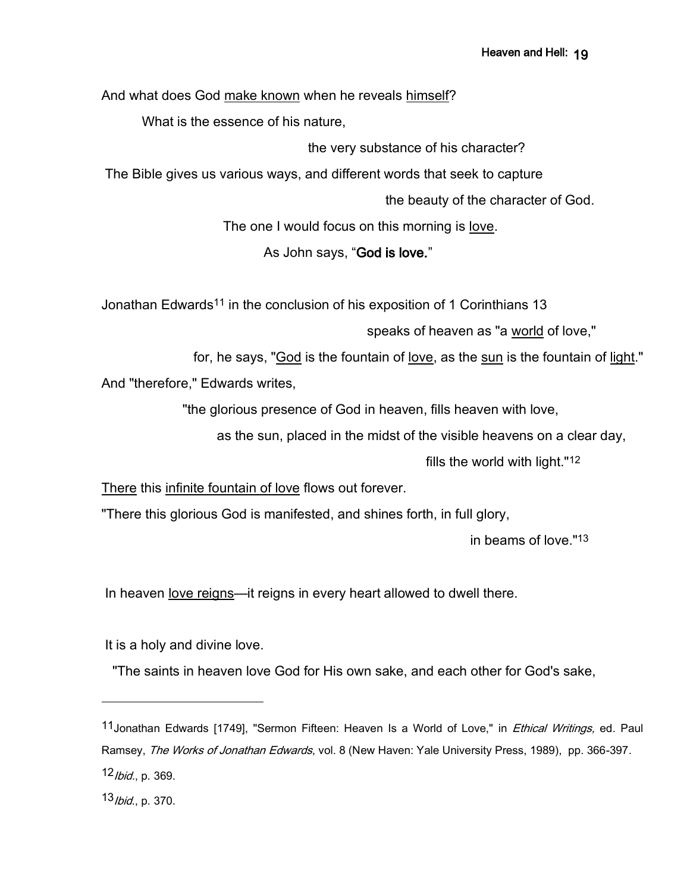And what does God make known when he reveals himself?

What is the essence of his nature,

the very substance of his character?

The Bible gives us various ways, and different words that seek to capture

the beauty of the character of God.

The one I would focus on this morning is love.

As John says, "**God is love.**"

Jonathan Edwards[11] in the conclusion of his exposition of 1 Corinthians 13

speaks of heaven as "a world of love,"

for, he says, "God is the fountain of love, as the sun is the fountain of light."

And "therefore," Edwards writes,

"the glorious presence of God in heaven, fills heaven with love,

as the sun, placed in the midst of the visible heavens on a clear day,

fills the world with light."[12]

There this infinite fountain of love flows out forever.

"There this glorious God is manifested, and shines forth, in full glory,

in beams of love."[13]

In heaven love reigns—it reigns in every heart allowed to dwell there.

It is a holy and divine love.

"The saints in heaven love God for His own sake, and each other for God's sake,

---

[11] Jonathan Edwards [1749], "Sermon Fifteen: Heaven Is a World of Love," in *Ethical Writings,* ed. Paul Ramsey, *The Works of Jonathan Edwards*, vol. 8 (New Haven: Yale University Press, 1989), pp. 366-397.

[12] *Ibid.*, p. 369.

[13] *Ibid.*, p. 370.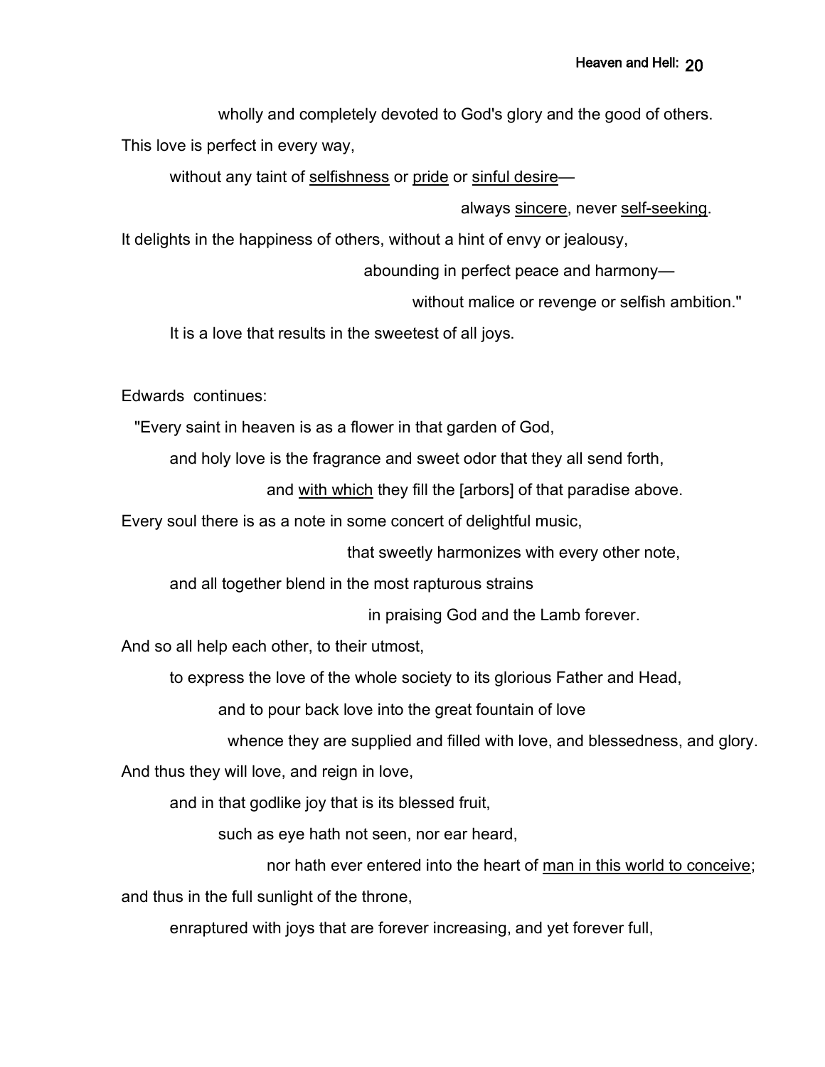wholly and completely devoted to God's glory and the good of others.

This love is perfect in every way,

without any taint of <u>selfishness</u> or <u>pride</u> or <u>sinful desire</u>—

always <u>sincere</u>, never <u>self-seeking</u>.

It delights in the happiness of others, without a hint of envy or jealousy,

abounding in perfect peace and harmony—

without malice or revenge or selfish ambition."

It is a love that results in the sweetest of all joys.

Edwards continues:

"Every saint in heaven is as a flower in that garden of God,

and holy love is the fragrance and sweet odor that they all send forth,

and <u>with which</u> they fill the [arbors] of that paradise above.

Every soul there is as a note in some concert of delightful music,

that sweetly harmonizes with every other note,

and all together blend in the most rapturous strains

in praising God and the Lamb forever.

And so all help each other, to their utmost,

to express the love of the whole society to its glorious Father and Head,

and to pour back love into the great fountain of love

whence they are supplied and filled with love, and blessedness, and glory.

And thus they will love, and reign in love,

and in that godlike joy that is its blessed fruit,

such as eye hath not seen, nor ear heard,

nor hath ever entered into the heart of <u>man in this world to conceive</u>;

and thus in the full sunlight of the throne,

enraptured with joys that are forever increasing, and yet forever full,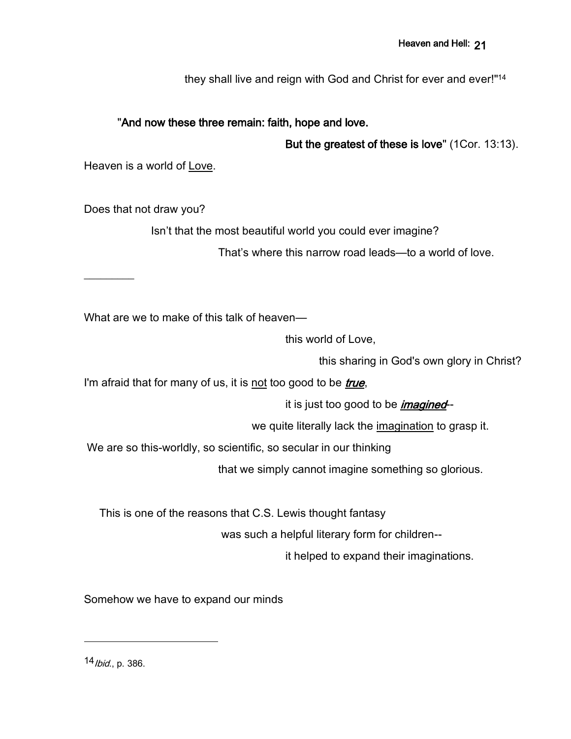they shall live and reign with God and Christ for ever and ever!"[14]

**"And now these three remain: faith, hope and love.**

**But the greatest of these is love"** (1Cor. 13:13).

Heaven is a world of <u>Love</u>.

Does that not draw you?

Isn't that the most beautiful world you could ever imagine?

That's where this narrow road leads—to a world of love.

________

What are we to make of this talk of heaven—

this world of Love,

this sharing in God's own glory in Christ?

I'm afraid that for many of us, it is <u>not</u> too good to be ***<u>true</u>***,

it is just too good to be ***<u>imagined</u>***--

we quite literally lack the <u>imagination</u> to grasp it.

We are so this-worldly, so scientific, so secular in our thinking

that we simply cannot imagine something so glorious.

This is one of the reasons that C.S. Lewis thought fantasy

was such a helpful literary form for children--

it helped to expand their imaginations.

Somehow we have to expand our minds

---

[14] *Ibid.*, p. 386.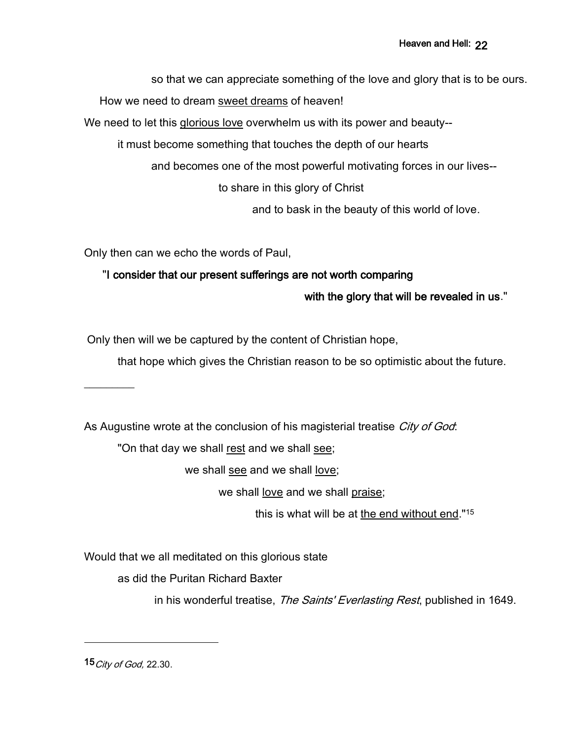so that we can appreciate something of the love and glory that is to be ours.

How we need to dream <u>sweet dreams</u> of heaven!

We need to let this <u>glorious love</u> overwhelm us with its power and beauty--

it must become something that touches the depth of our hearts

and becomes one of the most powerful motivating forces in our lives--

to share in this glory of Christ

and to bask in the beauty of this world of love.

Only then can we echo the words of Paul,

"**I consider that our present sufferings are not worth comparing**

**with the glory that will be revealed in us**."

Only then will we be captured by the content of Christian hope,

that hope which gives the Christian reason to be so optimistic about the future.

---

As Augustine wrote at the conclusion of his magisterial treatise *City of God*:

"On that day we shall <u>rest</u> and we shall <u>see</u>;

we shall <u>see</u> and we shall <u>love</u>;

we shall <u>love</u> and we shall <u>praise</u>;

this is what will be at <u>the end without end</u>."[15]

Would that we all meditated on this glorious state

as did the Puritan Richard Baxter

in his wonderful treatise, *The Saints' Everlasting Rest*, published in 1649.

---

[15] *City of God,* 22.30.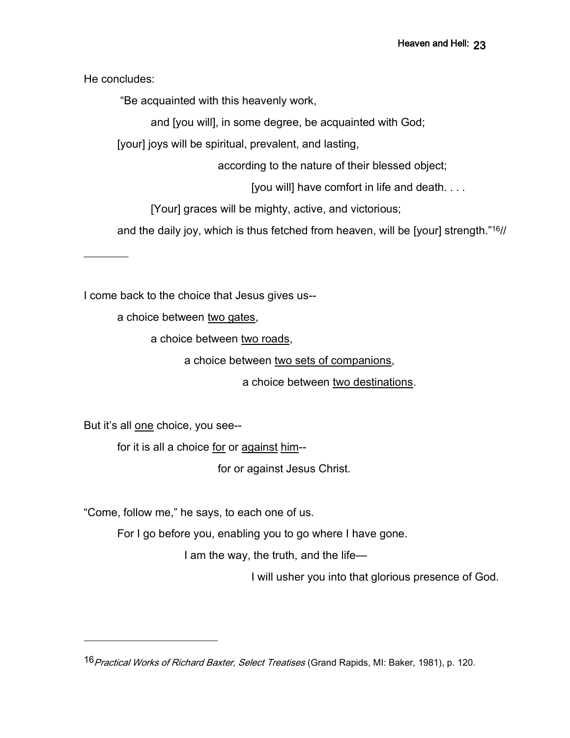He concludes:

"Be acquainted with this heavenly work,

and [you will], in some degree, be acquainted with God;

[your] joys will be spiritual, prevalent, and lasting,

according to the nature of their blessed object;

[you will] have comfort in life and death. . . .

[Your] graces will be mighty, active, and victorious;

and the daily joy, which is thus fetched from heaven, will be [your] strength."[16]//

\_\_\_\_\_\_\_

I come back to the choice that Jesus gives us--

a choice between <u>two gates</u>,

a choice between <u>two roads</u>,

a choice between <u>two sets of companions</u>,

a choice between <u>two destinations</u>.

But it's all <u>one</u> choice, you see--

for it is all a choice <u>for</u> or <u>against</u> <u>him</u>--

for or against Jesus Christ.

"Come, follow me," he says, to each one of us.

For I go before you, enabling you to go where I have gone.

I am the way, the truth, and the life—

I will usher you into that glorious presence of God.

---

[16] *Practical Works of Richard Baxter, Select Treatises* (Grand Rapids, MI: Baker, 1981), p. 120.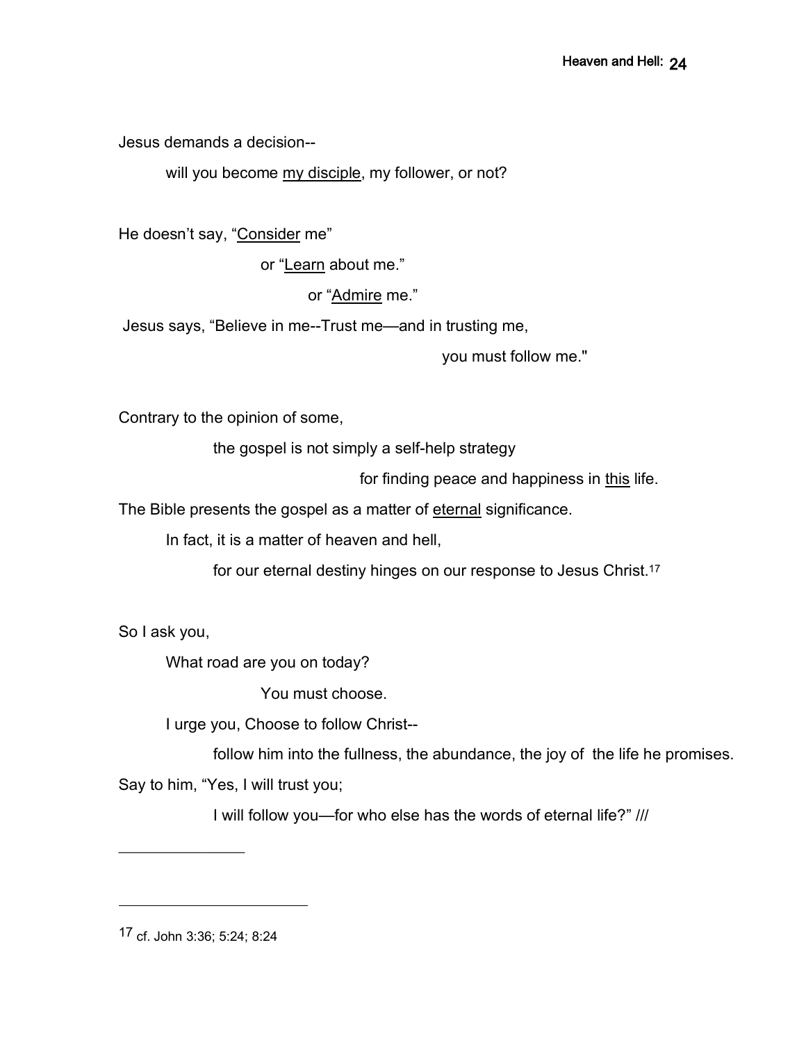Jesus demands a decision--

will you become <u>my disciple</u>, my follower, or not?

He doesn't say, "<u>Consider</u> me"

or "<u>Learn</u> about me."

or "<u>Admire</u> me."

Jesus says, "Believe in me--Trust me—and in trusting me,

you must follow me."

Contrary to the opinion of some,

the gospel is not simply a self-help strategy

for finding peace and happiness in <u>this</u> life.

The Bible presents the gospel as a matter of <u>eternal</u> significance.

In fact, it is a matter of heaven and hell,

for our eternal destiny hinges on our response to Jesus Christ.[17]

So I ask you,

What road are you on today?

You must choose.

I urge you, Choose to follow Christ--

follow him into the fullness, the abundance, the joy of the life he promises.

Say to him, "Yes, I will trust you;

I will follow you—for who else has the words of eternal life?" ///

---

[17] cf. John 3:36; 5:24; 8:24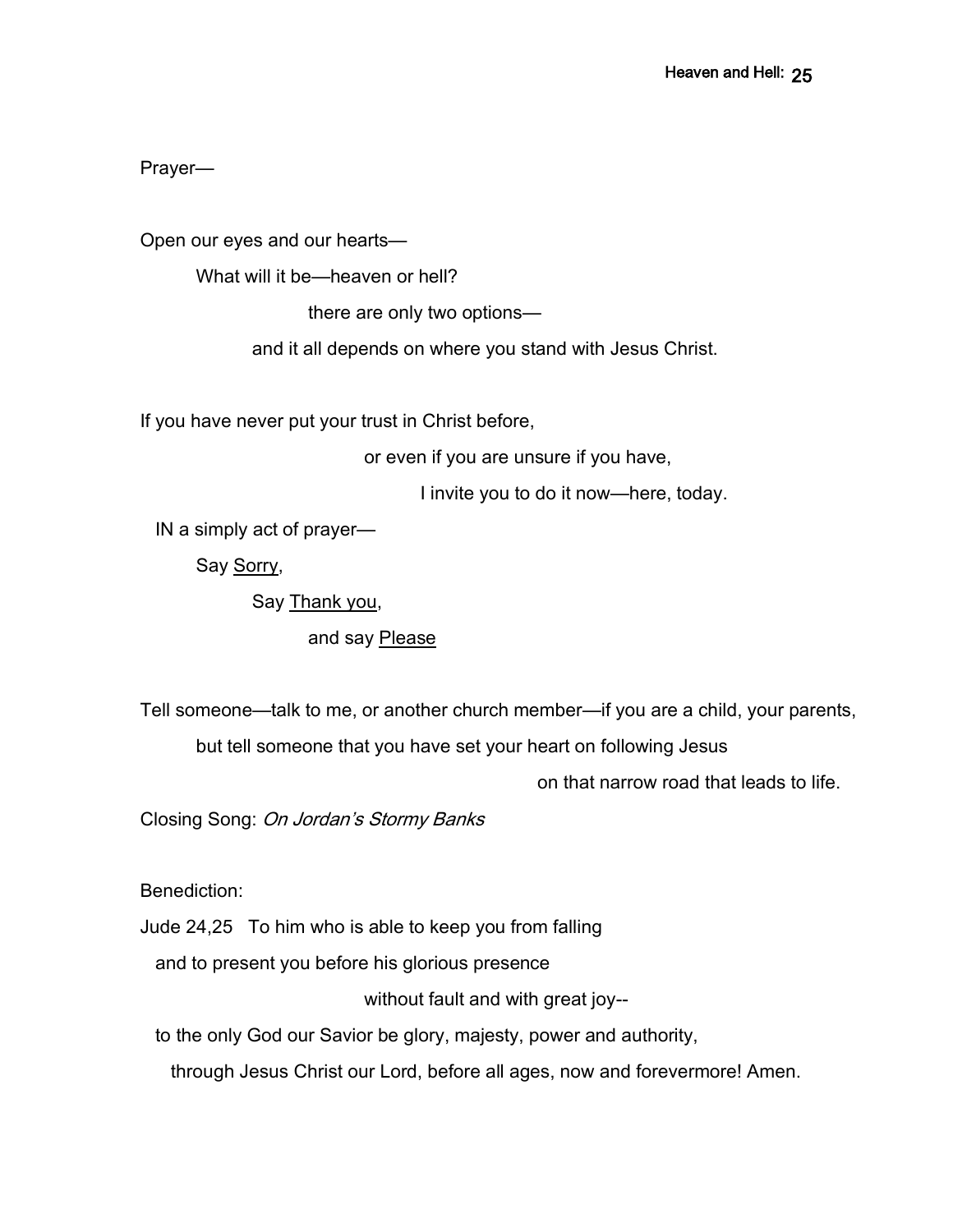Prayer—

Open our eyes and our hearts—

What will it be—heaven or hell?

there are only two options—

and it all depends on where you stand with Jesus Christ.

If you have never put your trust in Christ before,

or even if you are unsure if you have,

I invite you to do it now—here, today.

IN a simply act of prayer—

Say <u>Sorry</u>,

Say <u>Thank you</u>,

and say <u>Please</u>

Tell someone—talk to me, or another church member—if you are a child, your parents,

but tell someone that you have set your heart on following Jesus

on that narrow road that leads to life.

Closing Song: *On Jordan's Stormy Banks*

Benediction:

Jude 24,25 To him who is able to keep you from falling

and to present you before his glorious presence

without fault and with great joy--

to the only God our Savior be glory, majesty, power and authority,

through Jesus Christ our Lord, before all ages, now and forevermore! Amen.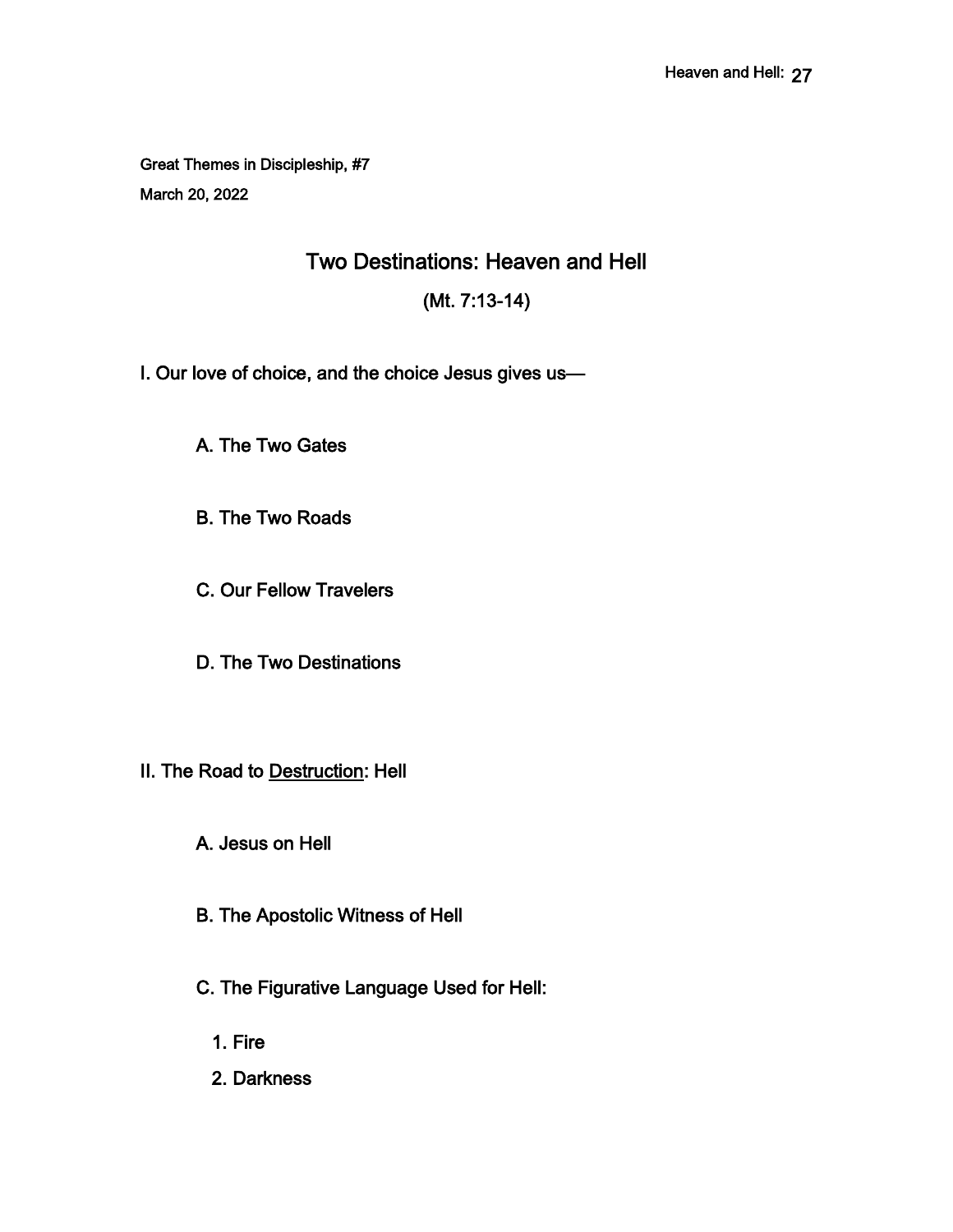Great Themes in Discipleship, #7

March 20, 2022

# Two Destinations: Heaven and Hell

## (Mt. 7:13-14)

I. Our love of choice, and the choice Jesus gives us—

A. The Two Gates

B. The Two Roads

C. Our Fellow Travelers

D. The Two Destinations

II. The Road to <u>Destruction</u>: Hell

A. Jesus on Hell

B. The Apostolic Witness of Hell

C. The Figurative Language Used for Hell:

1. Fire
2. Darkness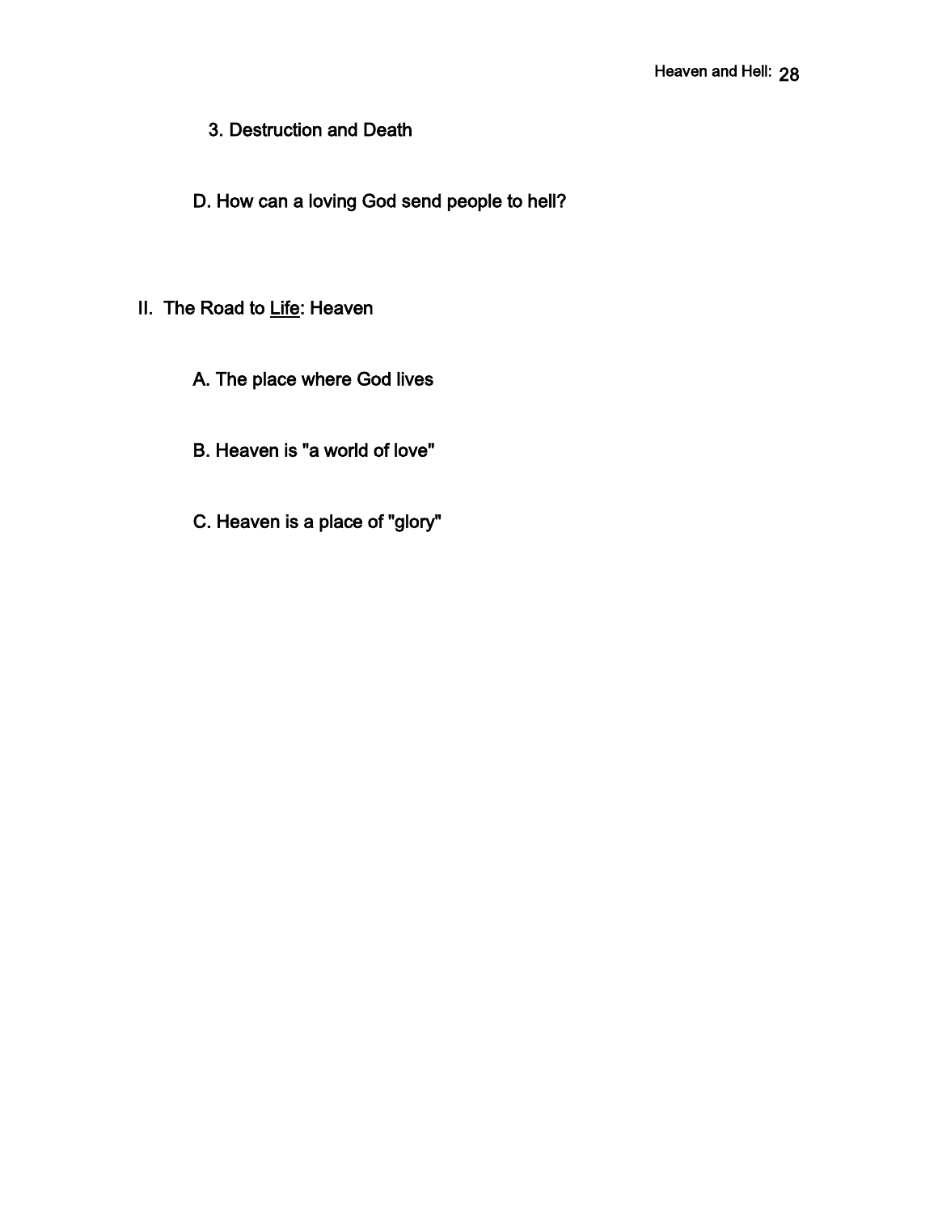3. Destruction and Death

D. How can a loving God send people to hell?

II. The Road to <u>Life</u>: Heaven

A. The place where God lives

B. Heaven is "a world of love"

C. Heaven is a place of "glory"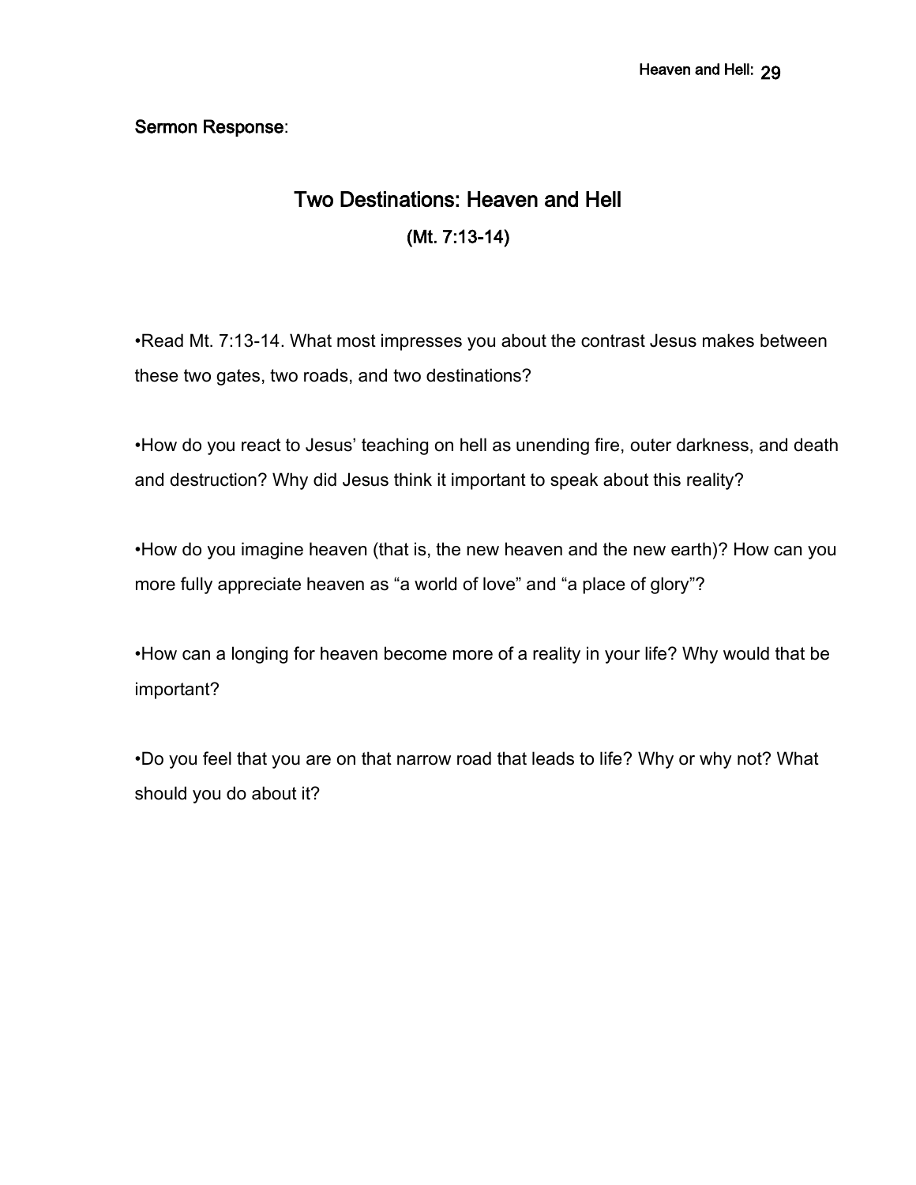**Sermon Response**:

## Two Destinations: Heaven and Hell

### (Mt. 7:13-14)

•Read Mt. 7:13-14. What most impresses you about the contrast Jesus makes between these two gates, two roads, and two destinations?

•How do you react to Jesus' teaching on hell as unending fire, outer darkness, and death and destruction? Why did Jesus think it important to speak about this reality?

•How do you imagine heaven (that is, the new heaven and the new earth)? How can you more fully appreciate heaven as "a world of love" and "a place of glory"?

•How can a longing for heaven become more of a reality in your life? Why would that be important?

•Do you feel that you are on that narrow road that leads to life? Why or why not? What should you do about it?